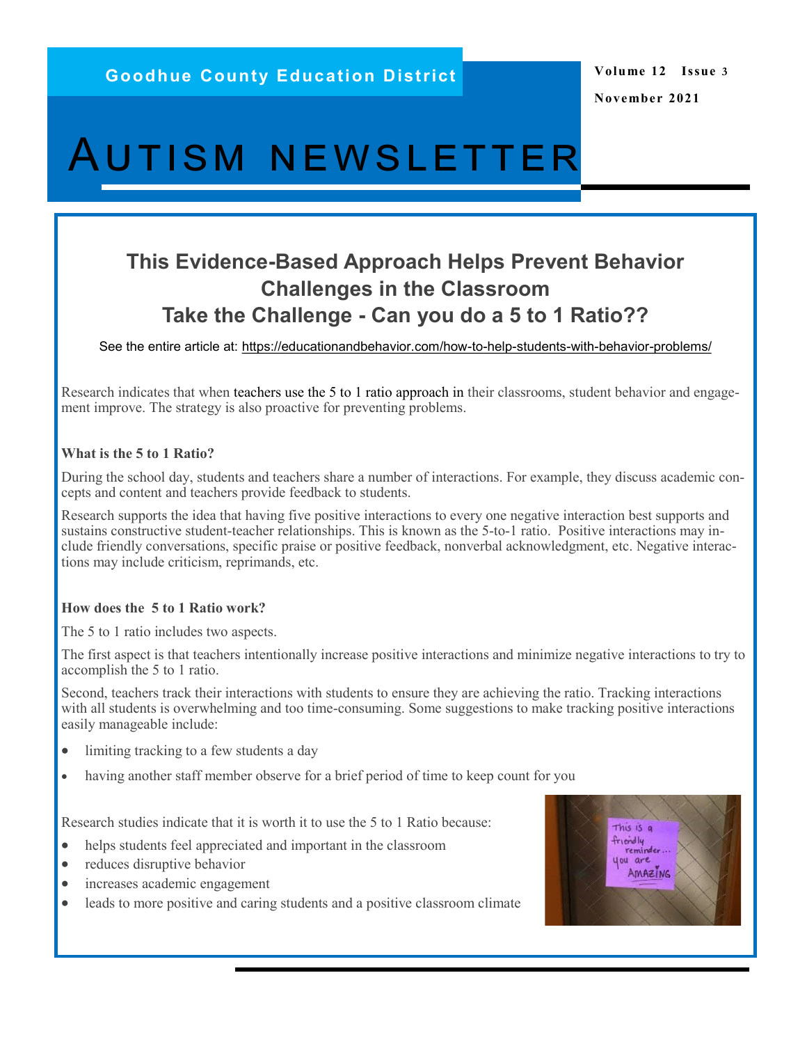Goodhue County Education District

Volume 12 Issue 3

November 2021

# AUTISM NEWSLETTER

## This Evidence-Based Approach Helps Prevent Behavior Challenges in the Classroom
## Take the Challenge - Can you do a 5 to 1 Ratio??

See the entire article at: https://educationandbehavior.com/how-to-help-students-with-behavior-problems/

Research indicates that when teachers use the 5 to 1 ratio approach in their classrooms, student behavior and engagement improve. The strategy is also proactive for preventing problems.

**What is the 5 to 1 Ratio?**

During the school day, students and teachers share a number of interactions. For example, they discuss academic concepts and content and teachers provide feedback to students.

Research supports the idea that having five positive interactions to every one negative interaction best supports and sustains constructive student-teacher relationships. This is known as the 5-to-1 ratio. Positive interactions may include friendly conversations, specific praise or positive feedback, nonverbal acknowledgment, etc. Negative interactions may include criticism, reprimands, etc.

**How does the 5 to 1 Ratio work?**

The 5 to 1 ratio includes two aspects.

The first aspect is that teachers intentionally increase positive interactions and minimize negative interactions to try to accomplish the 5 to 1 ratio.

Second, teachers track their interactions with students to ensure they are achieving the ratio. Tracking interactions with all students is overwhelming and too time-consuming. Some suggestions to make tracking positive interactions easily manageable include:

- limiting tracking to a few students a day
- having another staff member observe for a brief period of time to keep count for you

Research studies indicate that it is worth it to use the 5 to 1 Ratio because:

- helps students feel appreciated and important in the classroom
- reduces disruptive behavior
- increases academic engagement
- leads to more positive and caring students and a positive classroom climate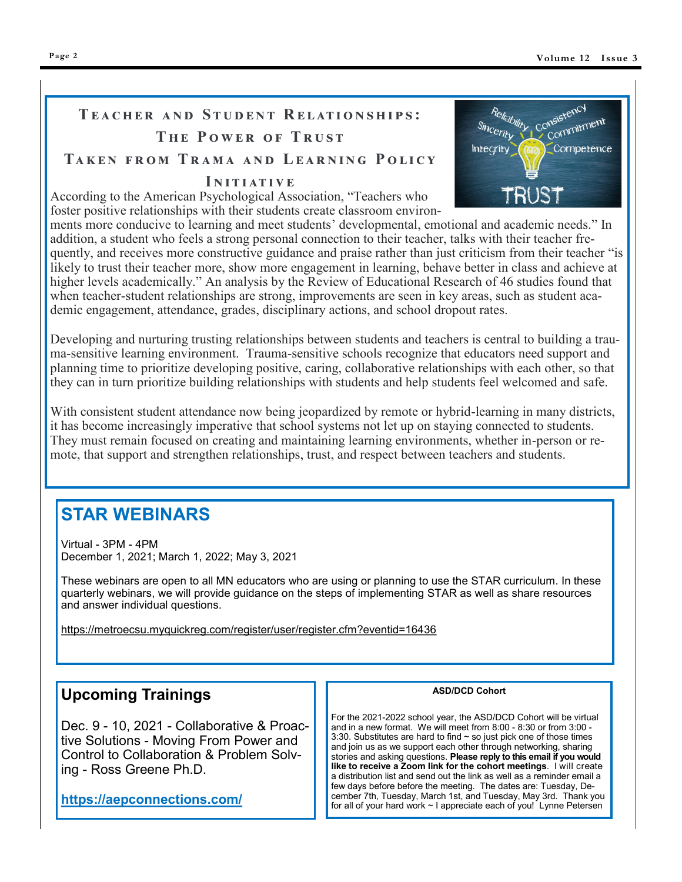## Teacher and Student Relationships: The Power of Trust

### Taken from Trama and Learning Policy Initiative

According to the American Psychological Association, “Teachers who foster positive relationships with their students create classroom environments more conducive to learning and meet students’ developmental, emotional and academic needs.” In addition, a student who feels a strong personal connection to their teacher, talks with their teacher frequently, and receives more constructive guidance and praise rather than just criticism from their teacher “is likely to trust their teacher more, show more engagement in learning, behave better in class and achieve at higher levels academically.” An analysis by the Review of Educational Research of 46 studies found that when teacher-student relationships are strong, improvements are seen in key areas, such as student academic engagement, attendance, grades, disciplinary actions, and school dropout rates.

Developing and nurturing trusting relationships between students and teachers is central to building a trauma-sensitive learning environment. Trauma-sensitive schools recognize that educators need support and planning time to prioritize developing positive, caring, collaborative relationships with each other, so that they can in turn prioritize building relationships with students and help students feel welcomed and safe.

With consistent student attendance now being jeopardized by remote or hybrid-learning in many districts, it has become increasingly imperative that school systems not let up on staying connected to students. They must remain focused on creating and maintaining learning environments, whether in-person or remote, that support and strengthen relationships, trust, and respect between teachers and students.

## STAR WEBINARS

Virtual - 3PM - 4PM
December 1, 2021; March 1, 2022; May 3, 2021

These webinars are open to all MN educators who are using or planning to use the STAR curriculum. In these quarterly webinars, we will provide guidance on the steps of implementing STAR as well as share resources and answer individual questions.

https://metroecsu.myquickreg.com/register/user/register.cfm?eventid=16436

## Upcoming Trainings

Dec. 9 - 10, 2021 - Collaborative & Proactive Solutions - Moving From Power and Control to Collaboration & Problem Solving - Ross Greene Ph.D.

**https://aepconnections.com/**

### ASD/DCD Cohort

For the 2021-2022 school year, the ASD/DCD Cohort will be virtual and in a new format. We will meet from 8:00 - 8:30 or from 3:00 - 3:30. Substitutes are hard to find ~ so just pick one of those times and join us as we support each other through networking, sharing stories and asking questions. **Please reply to this email if you would like to receive a Zoom link for the cohort meetings**. I will create a distribution list and send out the link as well as a reminder email a few days before before the meeting. The dates are: Tuesday, December 7th, Tuesday, March 1st, and Tuesday, May 3rd. Thank you for all of your hard work ~ I appreciate each of you! Lynne Petersen